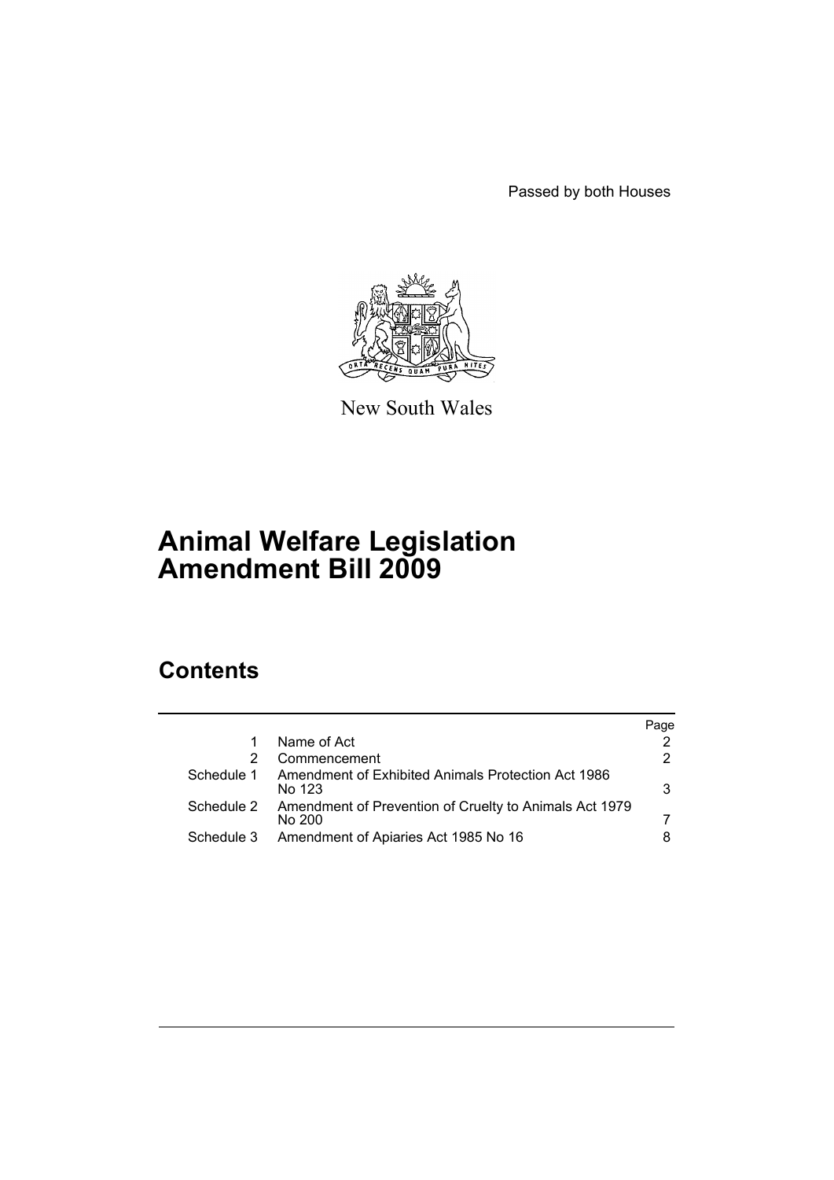Passed by both Houses

New South Wales

# Animal Welfare Legislation Amendment Bill 2009

## Contents

| | | Page |
|---|---|---|
| 1 | Name of Act | 2 |
| 2 | Commencement | 2 |
| Schedule 1 | Amendment of Exhibited Animals Protection Act 1986 No 123 | 3 |
| Schedule 2 | Amendment of Prevention of Cruelty to Animals Act 1979 No 200 | 7 |
| Schedule 3 | Amendment of Apiaries Act 1985 No 16 | 8 |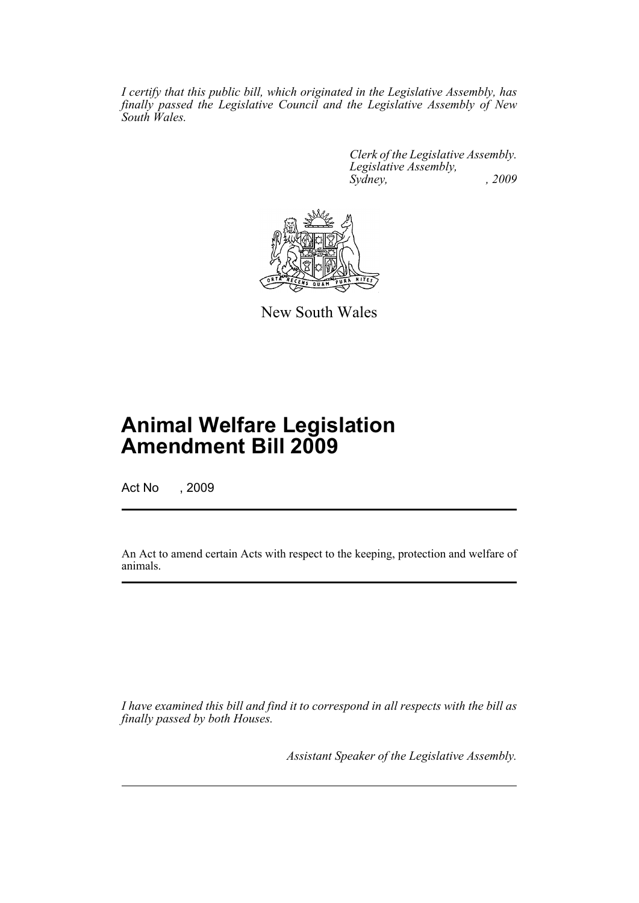*I certify that this public bill, which originated in the Legislative Assembly, has finally passed the Legislative Council and the Legislative Assembly of New South Wales.*

*Clerk of the Legislative Assembly.*
*Legislative Assembly,*
*Sydney, , 2009*

New South Wales

# Animal Welfare Legislation Amendment Bill 2009

Act No , 2009

An Act to amend certain Acts with respect to the keeping, protection and welfare of animals.

*I have examined this bill and find it to correspond in all respects with the bill as finally passed by both Houses.*

*Assistant Speaker of the Legislative Assembly.*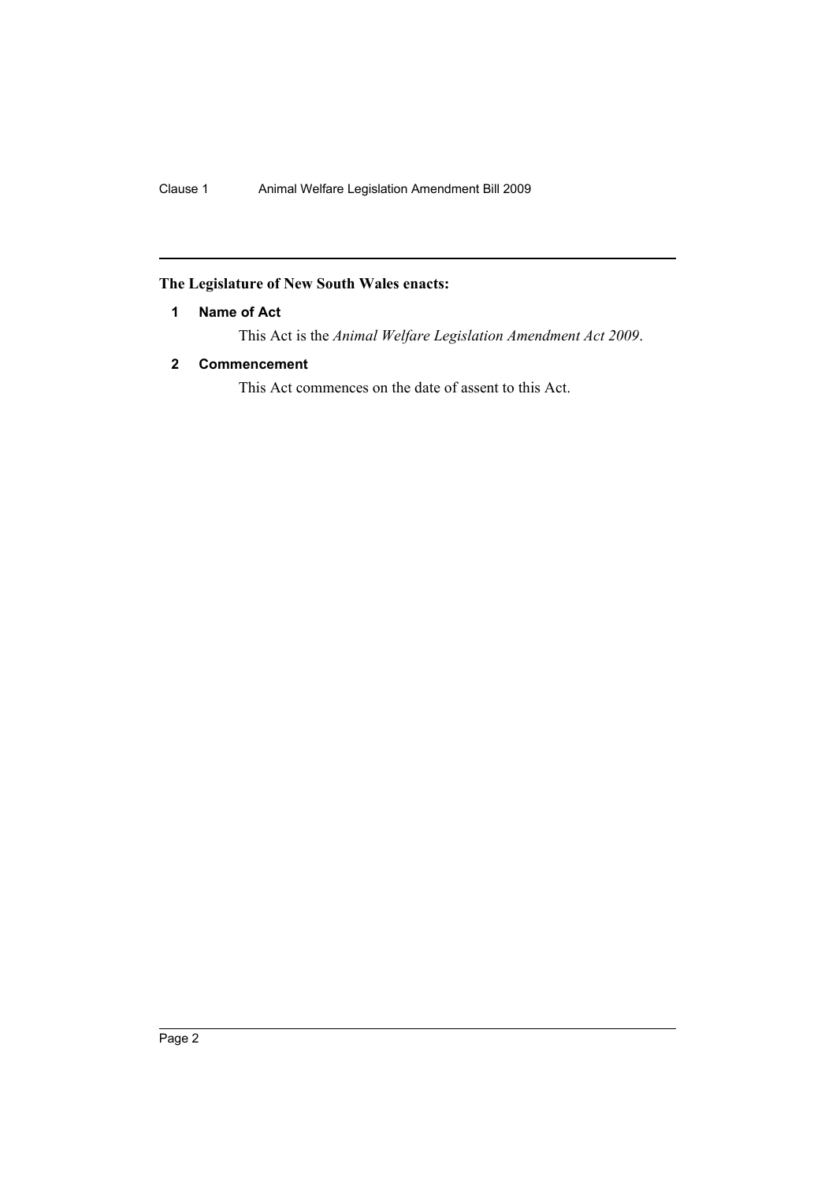**The Legislature of New South Wales enacts:**

**1 Name of Act**

This Act is the *Animal Welfare Legislation Amendment Act 2009*.

**2 Commencement**

This Act commences on the date of assent to this Act.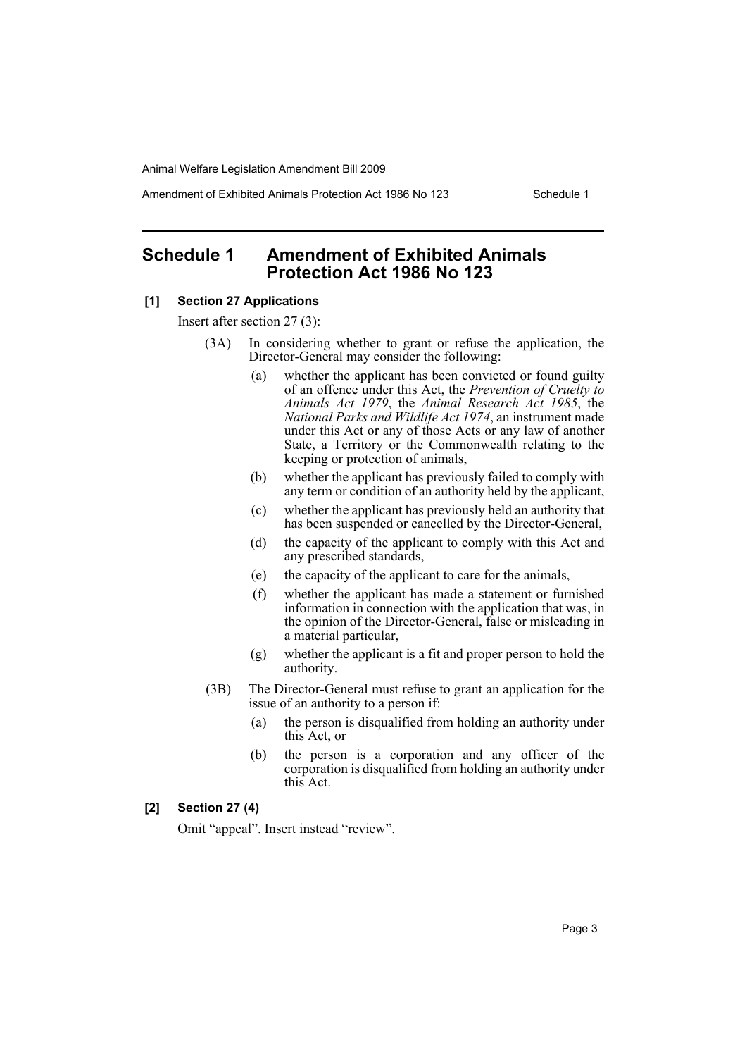# Schedule 1 Amendment of Exhibited Animals Protection Act 1986 No 123

**[1] Section 27 Applications**

Insert after section 27 (3):

(3A) In considering whether to grant or refuse the application, the Director-General may consider the following:

- (a) whether the applicant has been convicted or found guilty of an offence under this Act, the *Prevention of Cruelty to Animals Act 1979*, the *Animal Research Act 1985*, the *National Parks and Wildlife Act 1974*, an instrument made under this Act or any of those Acts or any law of another State, a Territory or the Commonwealth relating to the keeping or protection of animals,
- (b) whether the applicant has previously failed to comply with any term or condition of an authority held by the applicant,
- (c) whether the applicant has previously held an authority that has been suspended or cancelled by the Director-General,
- (d) the capacity of the applicant to comply with this Act and any prescribed standards,
- (e) the capacity of the applicant to care for the animals,
- (f) whether the applicant has made a statement or furnished information in connection with the application that was, in the opinion of the Director-General, false or misleading in a material particular,
- (g) whether the applicant is a fit and proper person to hold the authority.

(3B) The Director-General must refuse to grant an application for the issue of an authority to a person if:

- (a) the person is disqualified from holding an authority under this Act, or
- (b) the person is a corporation and any officer of the corporation is disqualified from holding an authority under this Act.

**[2] Section 27 (4)**

Omit "appeal". Insert instead "review".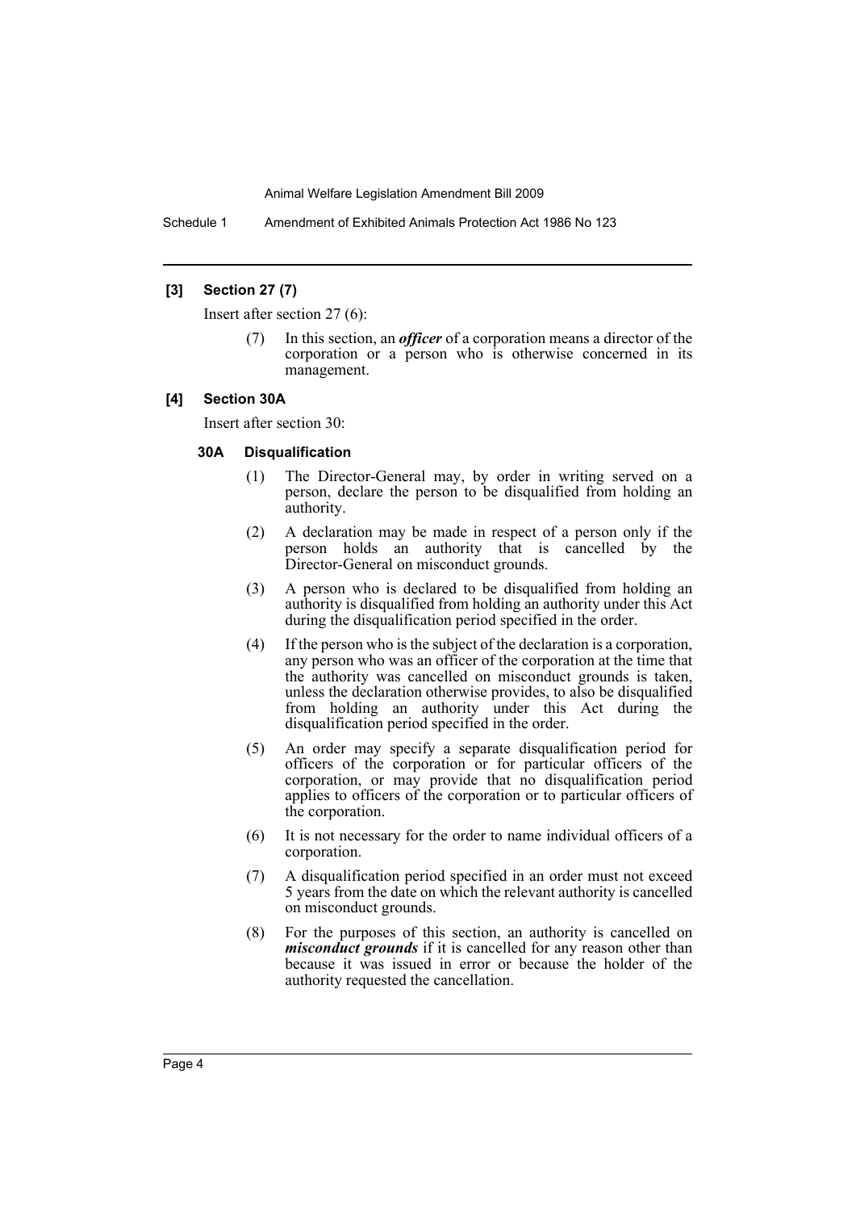**[3] Section 27 (7)**

Insert after section 27 (6):

(7) In this section, an ***officer*** of a corporation means a director of the corporation or a person who is otherwise concerned in its management.

**[4] Section 30A**

Insert after section 30:

**30A Disqualification**

(1) The Director-General may, by order in writing served on a person, declare the person to be disqualified from holding an authority.

(2) A declaration may be made in respect of a person only if the person holds an authority that is cancelled by the Director-General on misconduct grounds.

(3) A person who is declared to be disqualified from holding an authority is disqualified from holding an authority under this Act during the disqualification period specified in the order.

(4) If the person who is the subject of the declaration is a corporation, any person who was an officer of the corporation at the time that the authority was cancelled on misconduct grounds is taken, unless the declaration otherwise provides, to also be disqualified from holding an authority under this Act during the disqualification period specified in the order.

(5) An order may specify a separate disqualification period for officers of the corporation or for particular officers of the corporation, or may provide that no disqualification period applies to officers of the corporation or to particular officers of the corporation.

(6) It is not necessary for the order to name individual officers of a corporation.

(7) A disqualification period specified in an order must not exceed 5 years from the date on which the relevant authority is cancelled on misconduct grounds.

(8) For the purposes of this section, an authority is cancelled on ***misconduct grounds*** if it is cancelled for any reason other than because it was issued in error or because the holder of the authority requested the cancellation.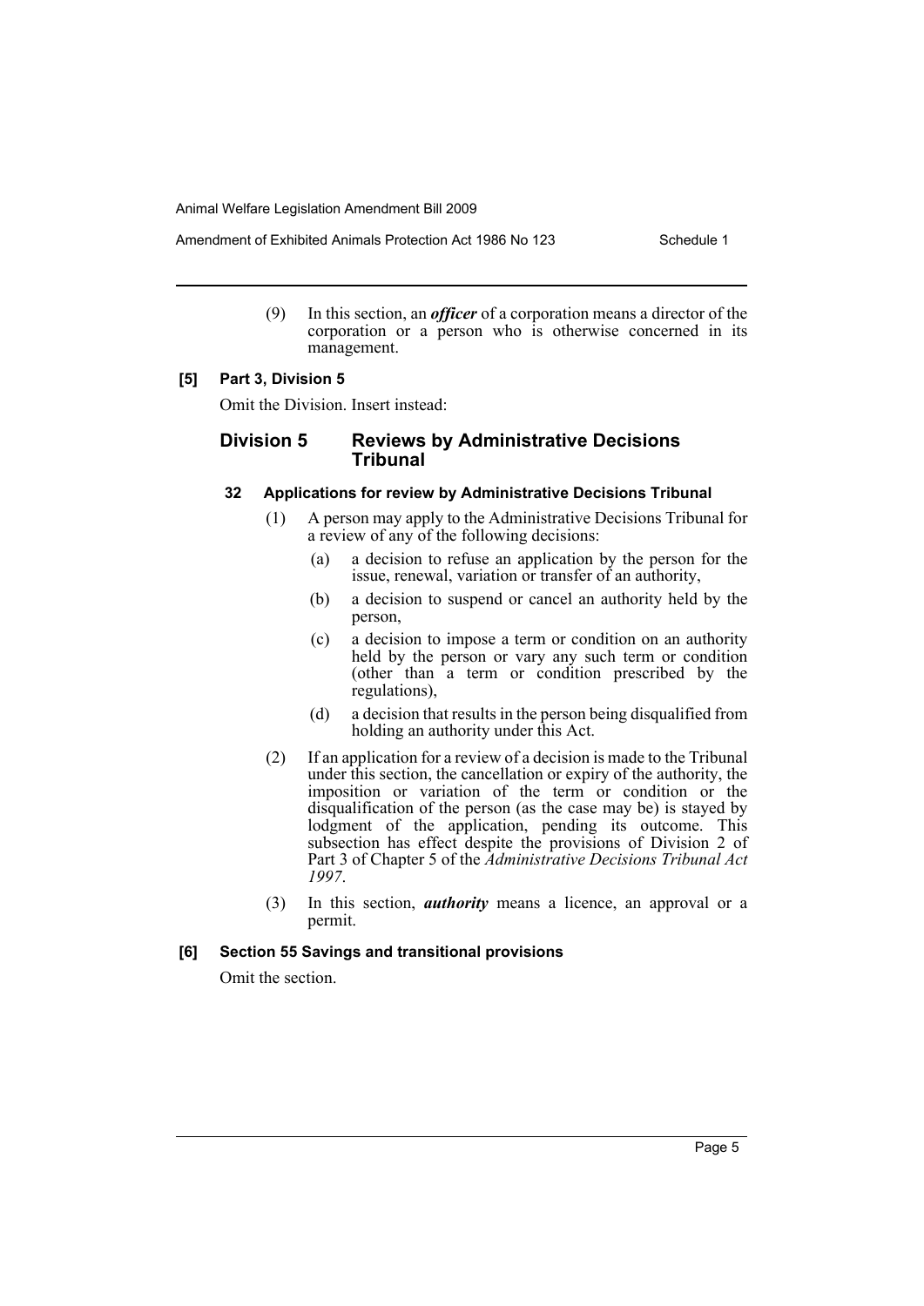(9) In this section, an ***officer*** of a corporation means a director of the corporation or a person who is otherwise concerned in its management.

**[5] Part 3, Division 5**

Omit the Division. Insert instead:

## Division 5 Reviews by Administrative Decisions Tribunal

### 32 Applications for review by Administrative Decisions Tribunal

(1) A person may apply to the Administrative Decisions Tribunal for a review of any of the following decisions:

- (a) a decision to refuse an application by the person for the issue, renewal, variation or transfer of an authority,
- (b) a decision to suspend or cancel an authority held by the person,
- (c) a decision to impose a term or condition on an authority held by the person or vary any such term or condition (other than a term or condition prescribed by the regulations),
- (d) a decision that results in the person being disqualified from holding an authority under this Act.

(2) If an application for a review of a decision is made to the Tribunal under this section, the cancellation or expiry of the authority, the imposition or variation of the term or condition or the disqualification of the person (as the case may be) is stayed by lodgment of the application, pending its outcome. This subsection has effect despite the provisions of Division 2 of Part 3 of Chapter 5 of the *Administrative Decisions Tribunal Act 1997*.

(3) In this section, ***authority*** means a licence, an approval or a permit.

**[6] Section 55 Savings and transitional provisions**

Omit the section.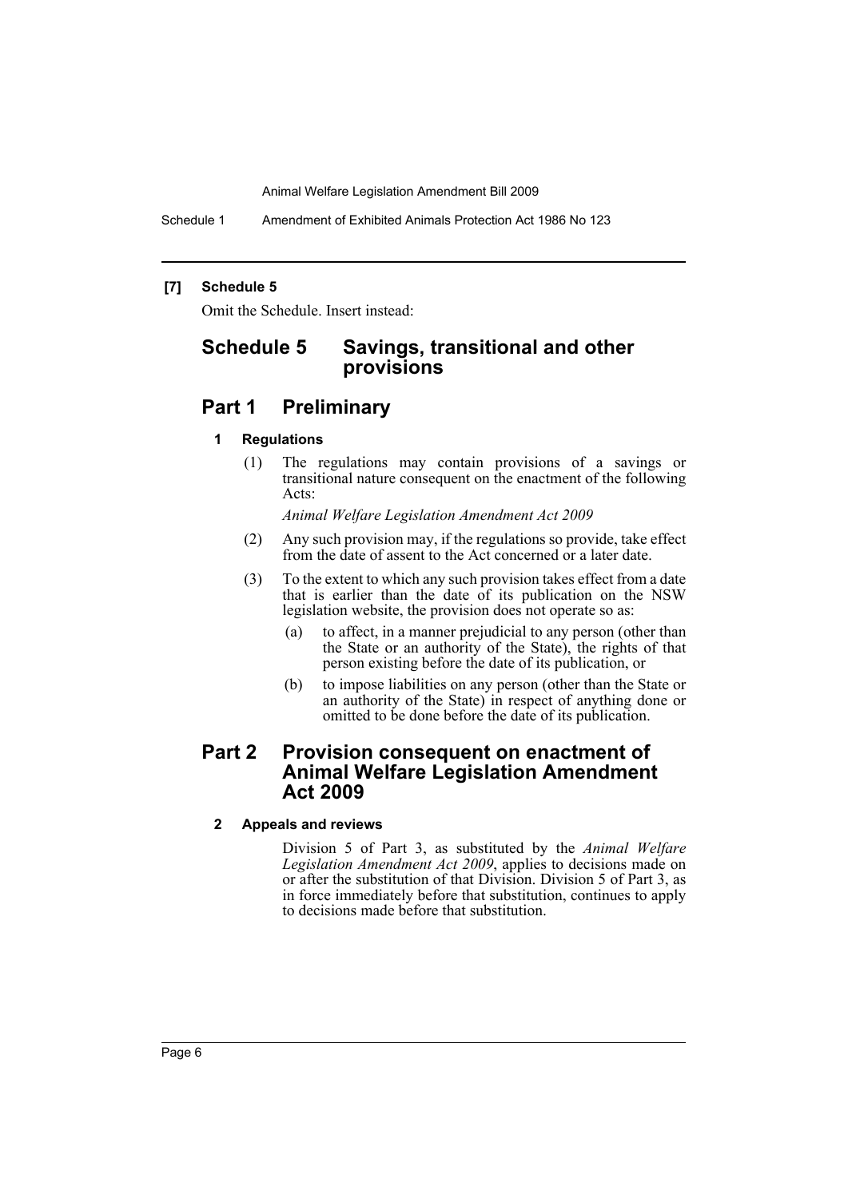**[7] Schedule 5**

Omit the Schedule. Insert instead:

# Schedule 5 Savings, transitional and other provisions

## Part 1 Preliminary

### 1 Regulations

(1) The regulations may contain provisions of a savings or transitional nature consequent on the enactment of the following Acts:

*Animal Welfare Legislation Amendment Act 2009*

(2) Any such provision may, if the regulations so provide, take effect from the date of assent to the Act concerned or a later date.

(3) To the extent to which any such provision takes effect from a date that is earlier than the date of its publication on the NSW legislation website, the provision does not operate so as:

(a) to affect, in a manner prejudicial to any person (other than the State or an authority of the State), the rights of that person existing before the date of its publication, or

(b) to impose liabilities on any person (other than the State or an authority of the State) in respect of anything done or omitted to be done before the date of its publication.

## Part 2 Provision consequent on enactment of Animal Welfare Legislation Amendment Act 2009

### 2 Appeals and reviews

Division 5 of Part 3, as substituted by the *Animal Welfare Legislation Amendment Act 2009*, applies to decisions made on or after the substitution of that Division. Division 5 of Part 3, as in force immediately before that substitution, continues to apply to decisions made before that substitution.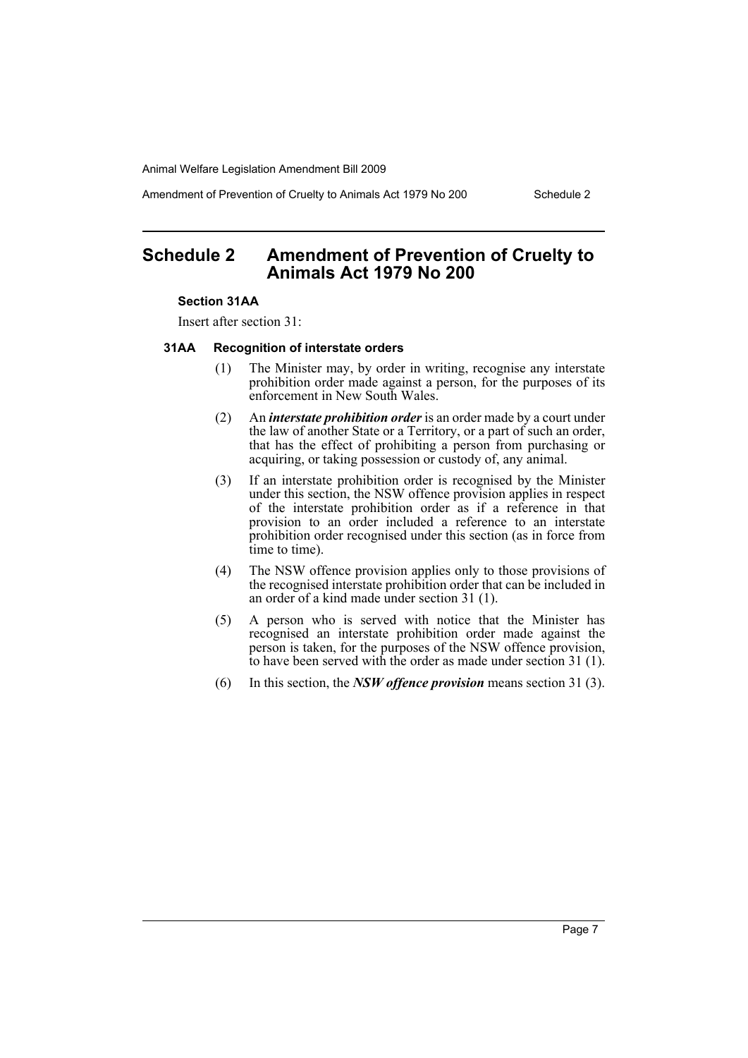## Schedule 2 Amendment of Prevention of Cruelty to Animals Act 1979 No 200

**Section 31AA**

Insert after section 31:

**31AA Recognition of interstate orders**

(1) The Minister may, by order in writing, recognise any interstate prohibition order made against a person, for the purposes of its enforcement in New South Wales.

(2) An ***interstate prohibition order*** is an order made by a court under the law of another State or a Territory, or a part of such an order, that has the effect of prohibiting a person from purchasing or acquiring, or taking possession or custody of, any animal.

(3) If an interstate prohibition order is recognised by the Minister under this section, the NSW offence provision applies in respect of the interstate prohibition order as if a reference in that provision to an order included a reference to an interstate prohibition order recognised under this section (as in force from time to time).

(4) The NSW offence provision applies only to those provisions of the recognised interstate prohibition order that can be included in an order of a kind made under section 31 (1).

(5) A person who is served with notice that the Minister has recognised an interstate prohibition order made against the person is taken, for the purposes of the NSW offence provision, to have been served with the order as made under section 31 (1).

(6) In this section, the ***NSW offence provision*** means section 31 (3).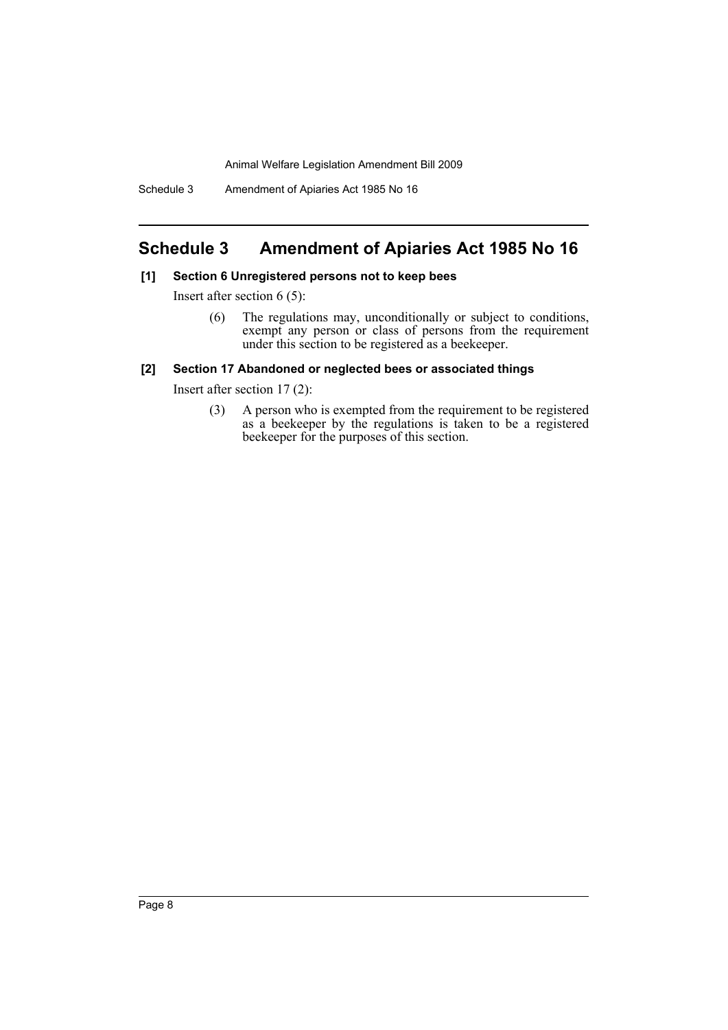# Schedule 3 Amendment of Apiaries Act 1985 No 16

**[1] Section 6 Unregistered persons not to keep bees**

Insert after section 6 (5):

> (6) The regulations may, unconditionally or subject to conditions, exempt any person or class of persons from the requirement under this section to be registered as a beekeeper.

**[2] Section 17 Abandoned or neglected bees or associated things**

Insert after section 17 (2):

> (3) A person who is exempted from the requirement to be registered as a beekeeper by the regulations is taken to be a registered beekeeper for the purposes of this section.